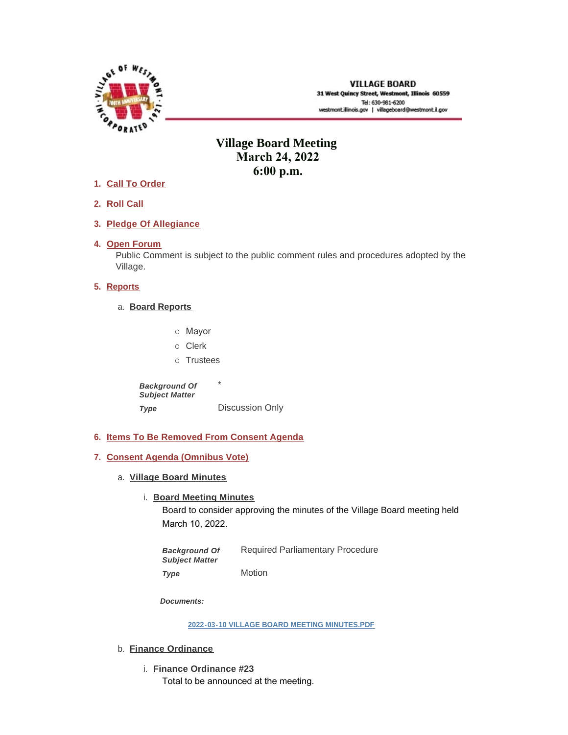VILLAGE BOARD
31 West Quincy Street, Westmont, Illinois 60559
Tel: 630-981-6200
westmont.illinois.gov | villageboard@westmont.il.gov

# Village Board Meeting
## March 24, 2022
## 6:00 p.m.

1. **Call To Order**

2. **Roll Call**

3. **Pledge Of Allegiance**

4. **Open Forum**

   Public Comment is subject to the public comment rules and procedures adopted by the Village.

5. **Reports**

   a. **Board Reports**

      - Mayor
      - Clerk
      - Trustees

      | | |
      |---|---|
      | ***Background Of Subject Matter*** | * |
      | ***Type*** | Discussion Only |

6. **Items To Be Removed From Consent Agenda**

7. **Consent Agenda (Omnibus Vote)**

   a. **Village Board Minutes**

      i. **Board Meeting Minutes**

         Board to consider approving the minutes of the Village Board meeting held March 10, 2022.

         | | |
         |---|---|
         | ***Background Of Subject Matter*** | Required Parliamentary Procedure |
         | ***Type*** | Motion |

         ***Documents:***

         2022-03-10 VILLAGE BOARD MEETING MINUTES.PDF

   b. **Finance Ordinance**

      i. **Finance Ordinance #23**

         Total to be announced at the meeting.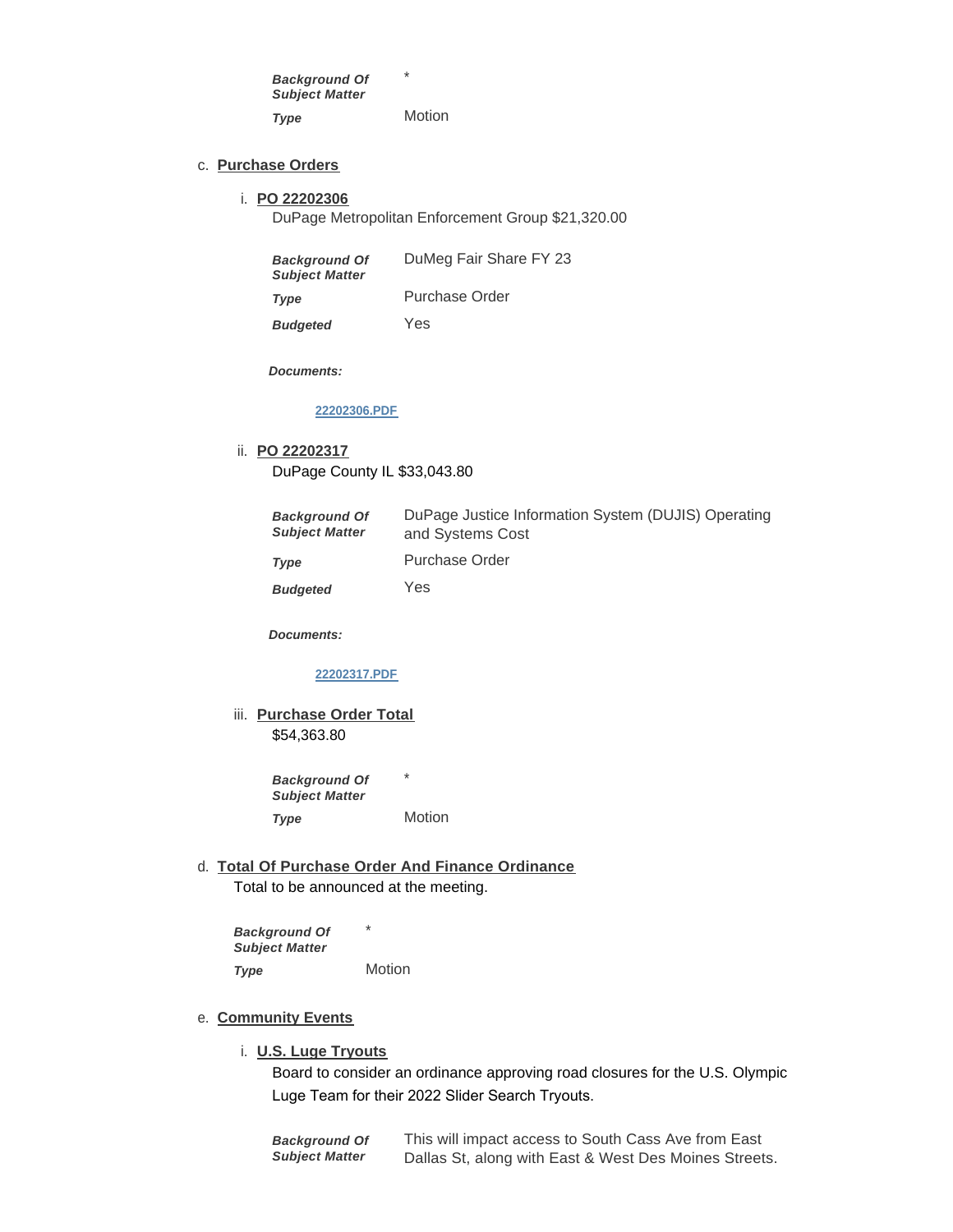| | |
|---|---|
| ***Background Of Subject Matter*** | * |
| ***Type*** | Motion |

c. **Purchase Orders**

i. **PO 22202306**

DuPage Metropolitan Enforcement Group $21,320.00

| | |
|---|---|
| ***Background Of Subject Matter*** | DuMeg Fair Share FY 23 |
| ***Type*** | Purchase Order |
| ***Budgeted*** | Yes |

***Documents:***

22202306.PDF

ii. **PO 22202317**

DuPage County IL $33,043.80

| | |
|---|---|
| ***Background Of Subject Matter*** | DuPage Justice Information System (DUJIS) Operating and Systems Cost |
| ***Type*** | Purchase Order |
| ***Budgeted*** | Yes |

***Documents:***

22202317.PDF

iii. **Purchase Order Total**

$54,363.80

| | |
|---|---|
| ***Background Of Subject Matter*** | * |
| ***Type*** | Motion |

d. **Total Of Purchase Order And Finance Ordinance**

Total to be announced at the meeting.

| | |
|---|---|
| ***Background Of Subject Matter*** | * |
| ***Type*** | Motion |

e. **Community Events**

i. **U.S. Luge Tryouts**

Board to consider an ordinance approving road closures for the U.S. Olympic Luge Team for their 2022 Slider Search Tryouts.

| | |
|---|---|
| ***Background Of Subject Matter*** | This will impact access to South Cass Ave from East Dallas St, along with East & West Des Moines Streets. |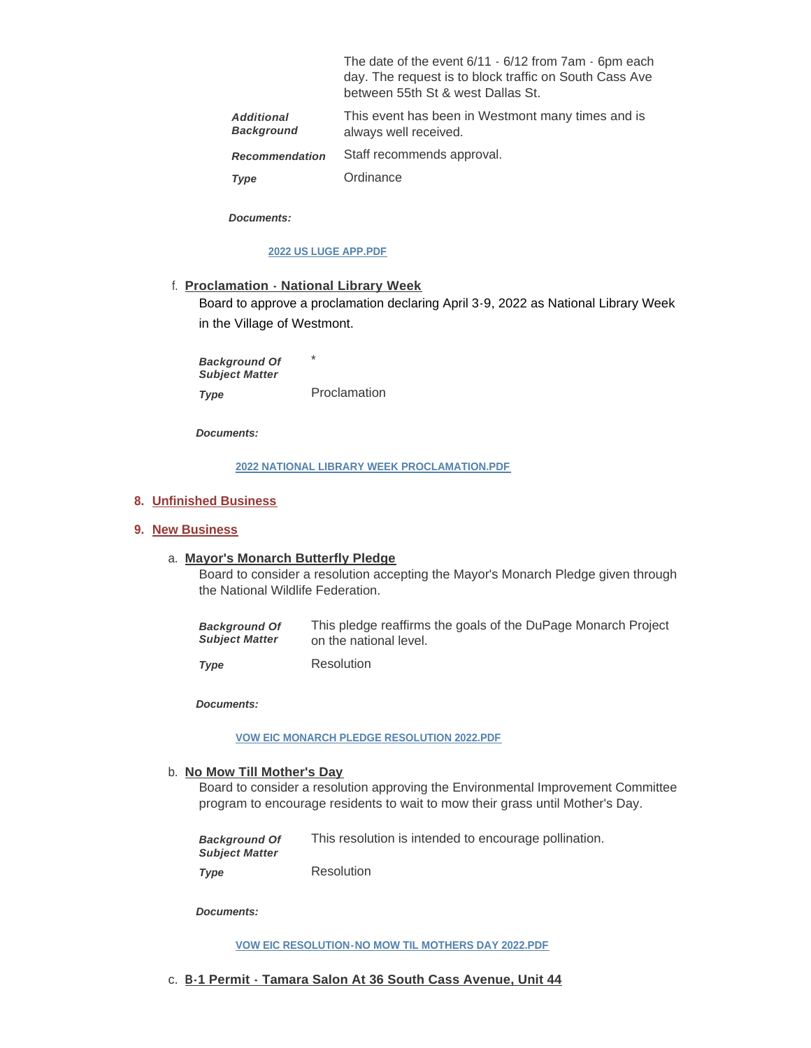| | |
|---|---|
| | The date of the event 6/11 - 6/12 from 7am - 6pm each day. The request is to block traffic on South Cass Ave between 55th St & west Dallas St. |
| ***Additional Background*** | This event has been in Westmont many times and is always well received. |
| ***Recommendation*** | Staff recommends approval. |
| ***Type*** | Ordinance |

***Documents:***

2022 US LUGE APP.PDF

f. **Proclamation - National Library Week**

Board to approve a proclamation declaring April 3-9, 2022 as National Library Week in the Village of Westmont.

| | |
|---|---|
| ***Background Of Subject Matter*** | * |
| ***Type*** | Proclamation |

***Documents:***

2022 NATIONAL LIBRARY WEEK PROCLAMATION.PDF

## 8. Unfinished Business

## 9. New Business

a. **Mayor's Monarch Butterfly Pledge**

Board to consider a resolution accepting the Mayor's Monarch Pledge given through the National Wildlife Federation.

| | |
|---|---|
| ***Background Of Subject Matter*** | This pledge reaffirms the goals of the DuPage Monarch Project on the national level. |
| ***Type*** | Resolution |

***Documents:***

VOW EIC MONARCH PLEDGE RESOLUTION 2022.PDF

b. **No Mow Till Mother's Day**

Board to consider a resolution approving the Environmental Improvement Committee program to encourage residents to wait to mow their grass until Mother's Day.

| | |
|---|---|
| ***Background Of Subject Matter*** | This resolution is intended to encourage pollination. |
| ***Type*** | Resolution |

***Documents:***

VOW EIC RESOLUTION-NO MOW TIL MOTHERS DAY 2022.PDF

c. **B-1 Permit - Tamara Salon At 36 South Cass Avenue, Unit 44**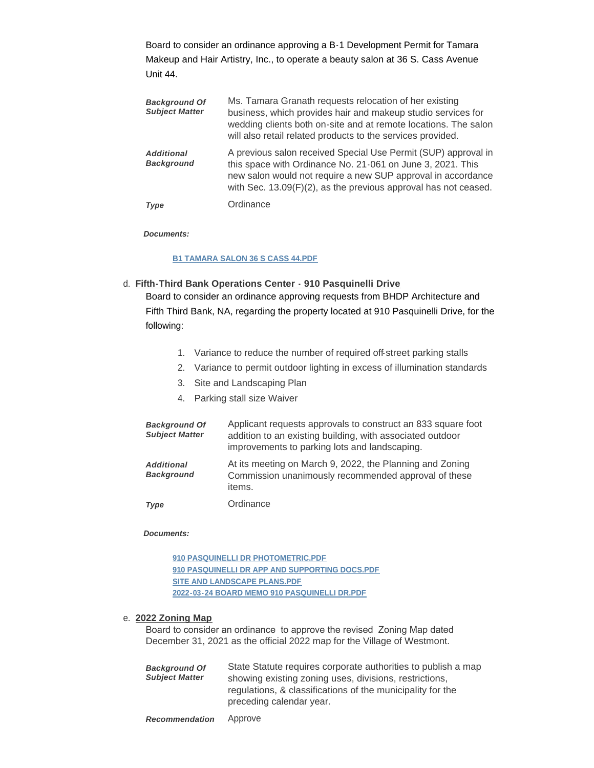Board to consider an ordinance approving a B-1 Development Permit for Tamara Makeup and Hair Artistry, Inc., to operate a beauty salon at 36 S. Cass Avenue Unit 44.

| | |
|---|---|
| ***Background Of Subject Matter*** | Ms. Tamara Granath requests relocation of her existing business, which provides hair and makeup studio services for wedding clients both on-site and at remote locations. The salon will also retail related products to the services provided. |
| ***Additional Background*** | A previous salon received Special Use Permit (SUP) approval in this space with Ordinance No. 21-061 on June 3, 2021. This new salon would not require a new SUP approval in accordance with Sec. 13.09(F)(2), as the previous approval has not ceased. |
| ***Type*** | Ordinance |

***Documents:***

B1 TAMARA SALON 36 S CASS 44.PDF

d. **Fifth-Third Bank Operations Center - 910 Pasquinelli Drive**

Board to consider an ordinance approving requests from BHDP Architecture and Fifth Third Bank, NA, regarding the property located at 910 Pasquinelli Drive, for the following:

1. Variance to reduce the number of required off-street parking stalls
2. Variance to permit outdoor lighting in excess of illumination standards
3. Site and Landscaping Plan
4. Parking stall size Waiver

| | |
|---|---|
| ***Background Of Subject Matter*** | Applicant requests approvals to construct an 833 square foot addition to an existing building, with associated outdoor improvements to parking lots and landscaping. |
| ***Additional Background*** | At its meeting on March 9, 2022, the Planning and Zoning Commission unanimously recommended approval of these items. |
| ***Type*** | Ordinance |

***Documents:***

910 PASQUINELLI DR PHOTOMETRIC.PDF
910 PASQUINELLI DR APP AND SUPPORTING DOCS.PDF
SITE AND LANDSCAPE PLANS.PDF
2022-03-24 BOARD MEMO 910 PASQUINELLI DR.PDF

e. **2022 Zoning Map**

Board to consider an ordinance to approve the revised Zoning Map dated December 31, 2021 as the official 2022 map for the Village of Westmont.

| | |
|---|---|
| ***Background Of Subject Matter*** | State Statute requires corporate authorities to publish a map showing existing zoning uses, divisions, restrictions, regulations, & classifications of the municipality for the preceding calendar year. |
| ***Recommendation*** | Approve |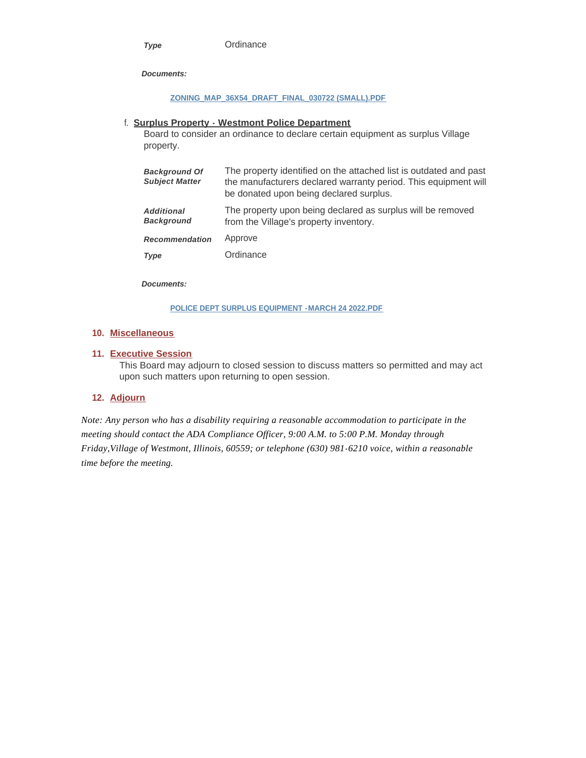| | |
|---|---|
| ***Type*** | Ordinance |

***Documents:***

[ZONING_MAP_36X54_DRAFT_FINAL_030722 (SMALL).PDF]

f. **Surplus Property - Westmont Police Department**

Board to consider an ordinance to declare certain equipment as surplus Village property.

| | |
|---|---|
| ***Background Of Subject Matter*** | The property identified on the attached list is outdated and past the manufacturers declared warranty period. This equipment will be donated upon being declared surplus. |
| ***Additional Background*** | The property upon being declared as surplus will be removed from the Village's property inventory. |
| ***Recommendation*** | Approve |
| ***Type*** | Ordinance |

***Documents:***

[POLICE DEPT SURPLUS EQUIPMENT -MARCH 24 2022.PDF]

## 10. Miscellaneous

## 11. Executive Session

This Board may adjourn to closed session to discuss matters so permitted and may act upon such matters upon returning to open session.

## 12. Adjourn

*Note: Any person who has a disability requiring a reasonable accommodation to participate in the meeting should contact the ADA Compliance Officer, 9:00 A.M. to 5:00 P.M. Monday through Friday,Village of Westmont, Illinois, 60559; or telephone (630) 981-6210 voice, within a reasonable time before the meeting.*